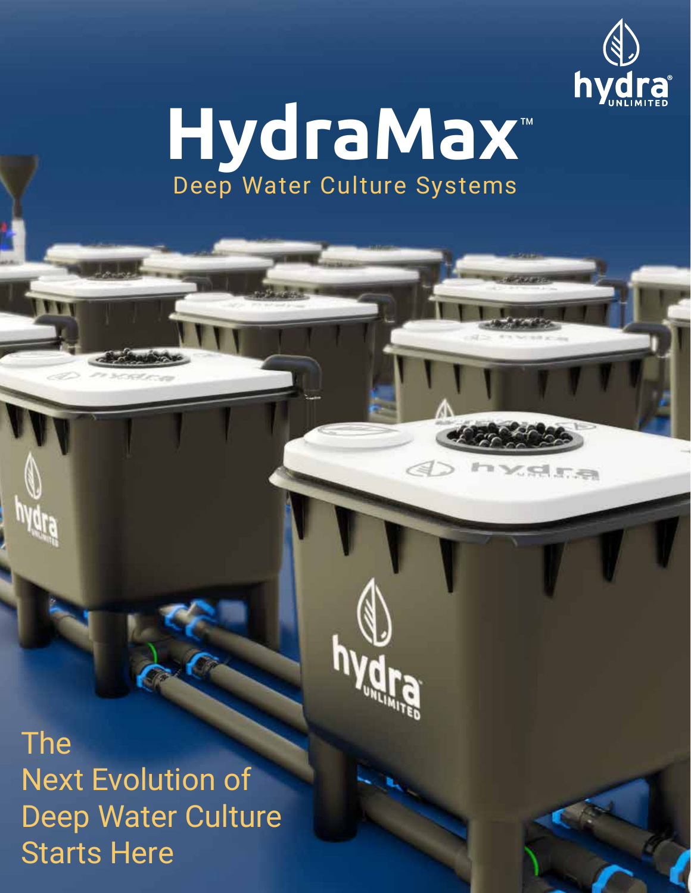hydra® UNLIMITED

# HydraMax™

## Deep Water Culture Systems

The
Next Evolution of
Deep Water Culture
Starts Here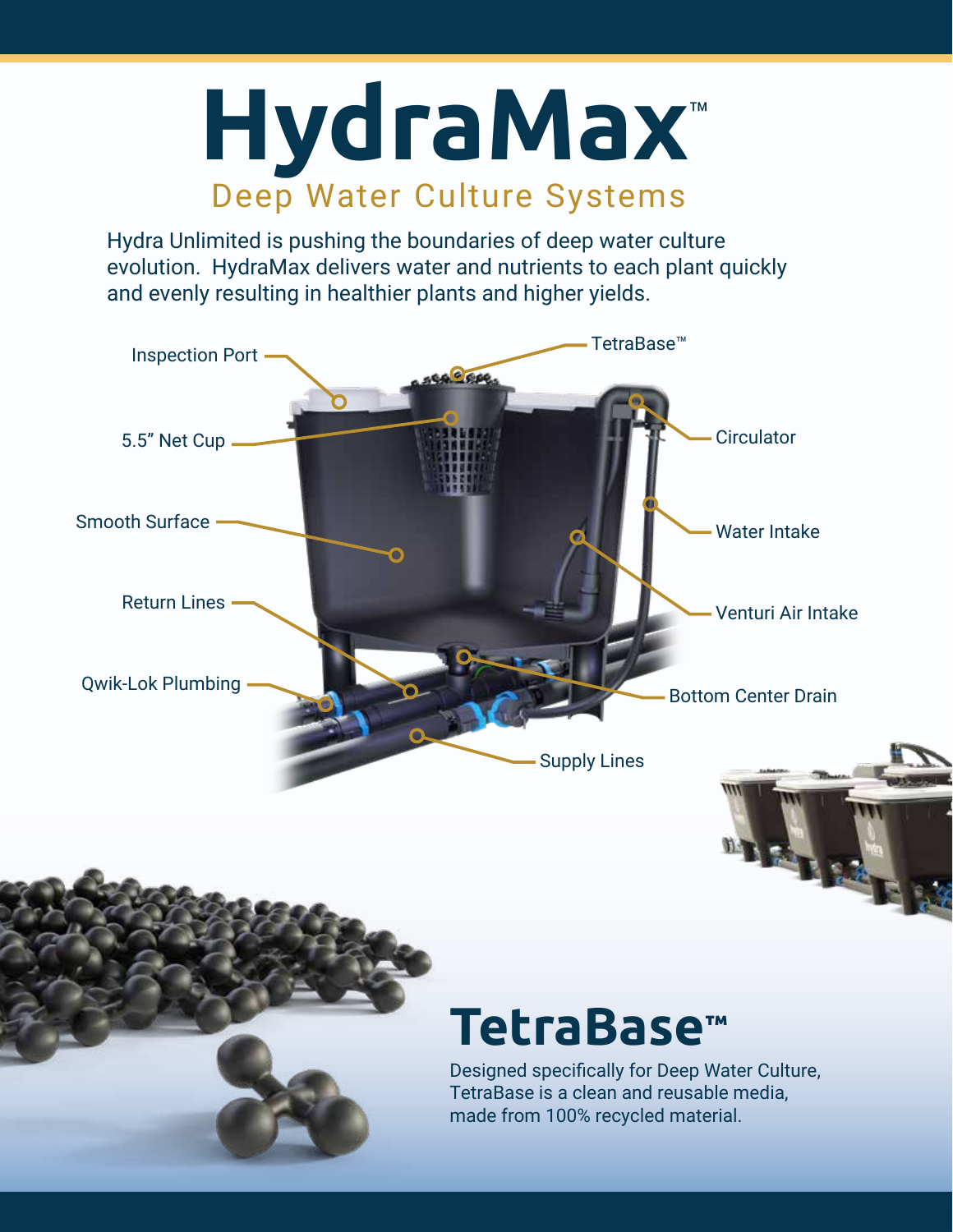# HydraMax™

## Deep Water Culture Systems

Hydra Unlimited is pushing the boundaries of deep water culture evolution. HydraMax delivers water and nutrients to each plant quickly and evenly resulting in healthier plants and higher yields.

- Inspection Port
- TetraBase™
- 5.5" Net Cup
- Circulator
- Smooth Surface
- Water Intake
- Return Lines
- Venturi Air Intake
- Qwik-Lok Plumbing
- Bottom Center Drain
- Supply Lines

## TetraBase™

Designed specifically for Deep Water Culture, TetraBase is a clean and reusable media, made from 100% recycled material.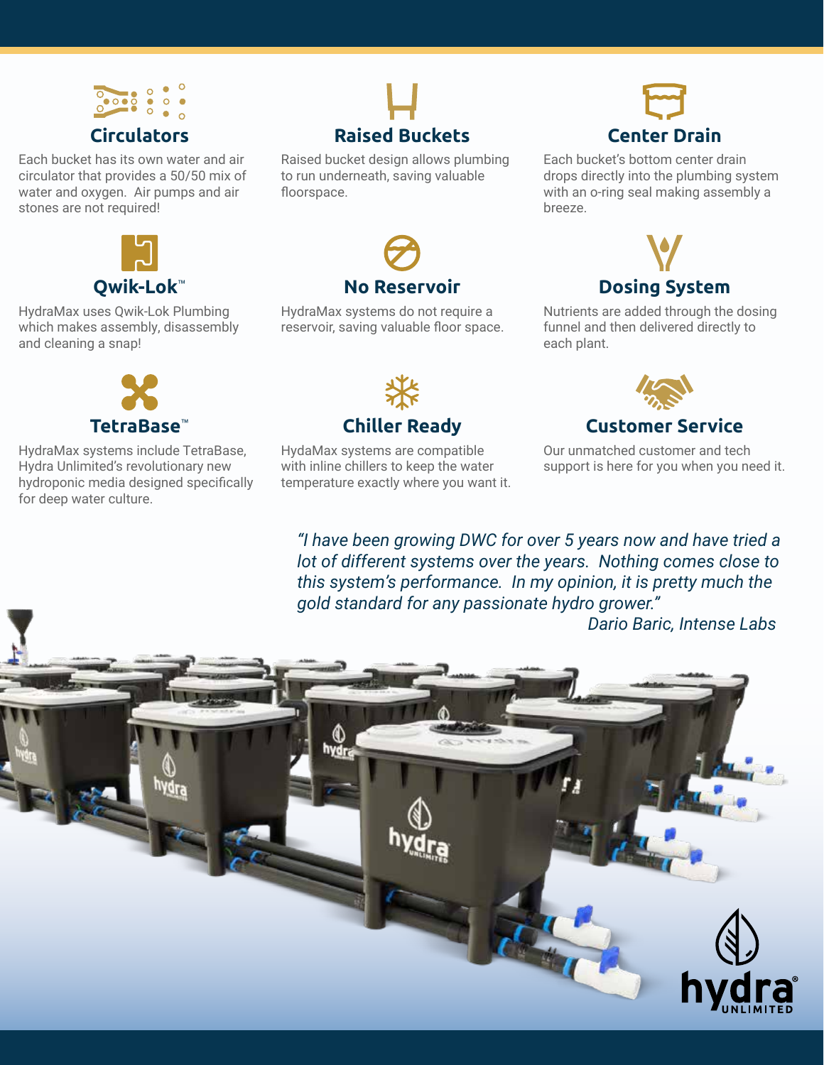## Circulators

Each bucket has its own water and air circulator that provides a 50/50 mix of water and oxygen. Air pumps and air stones are not required!

## Raised Buckets

Raised bucket design allows plumbing to run underneath, saving valuable floorspace.

## Center Drain

Each bucket's bottom center drain drops directly into the plumbing system with an o-ring seal making assembly a breeze.

## Qwik-Lok™

HydraMax uses Qwik-Lok Plumbing which makes assembly, disassembly and cleaning a snap!

## No Reservoir

HydraMax systems do not require a reservoir, saving valuable floor space.

## Dosing System

Nutrients are added through the dosing funnel and then delivered directly to each plant.

## TetraBase™

HydraMax systems include TetraBase, Hydra Unlimited's revolutionary new hydroponic media designed specifically for deep water culture.

## Chiller Ready

HydaMax systems are compatible with inline chillers to keep the water temperature exactly where you want it.

## Customer Service

Our unmatched customer and tech support is here for you when you need it.

*"I have been growing DWC for over 5 years now and have tried a lot of different systems over the years. Nothing comes close to this system's performance. In my opinion, it is pretty much the gold standard for any passionate hydro grower."*

*Dario Baric, Intense Labs*

hydra® UNLIMITED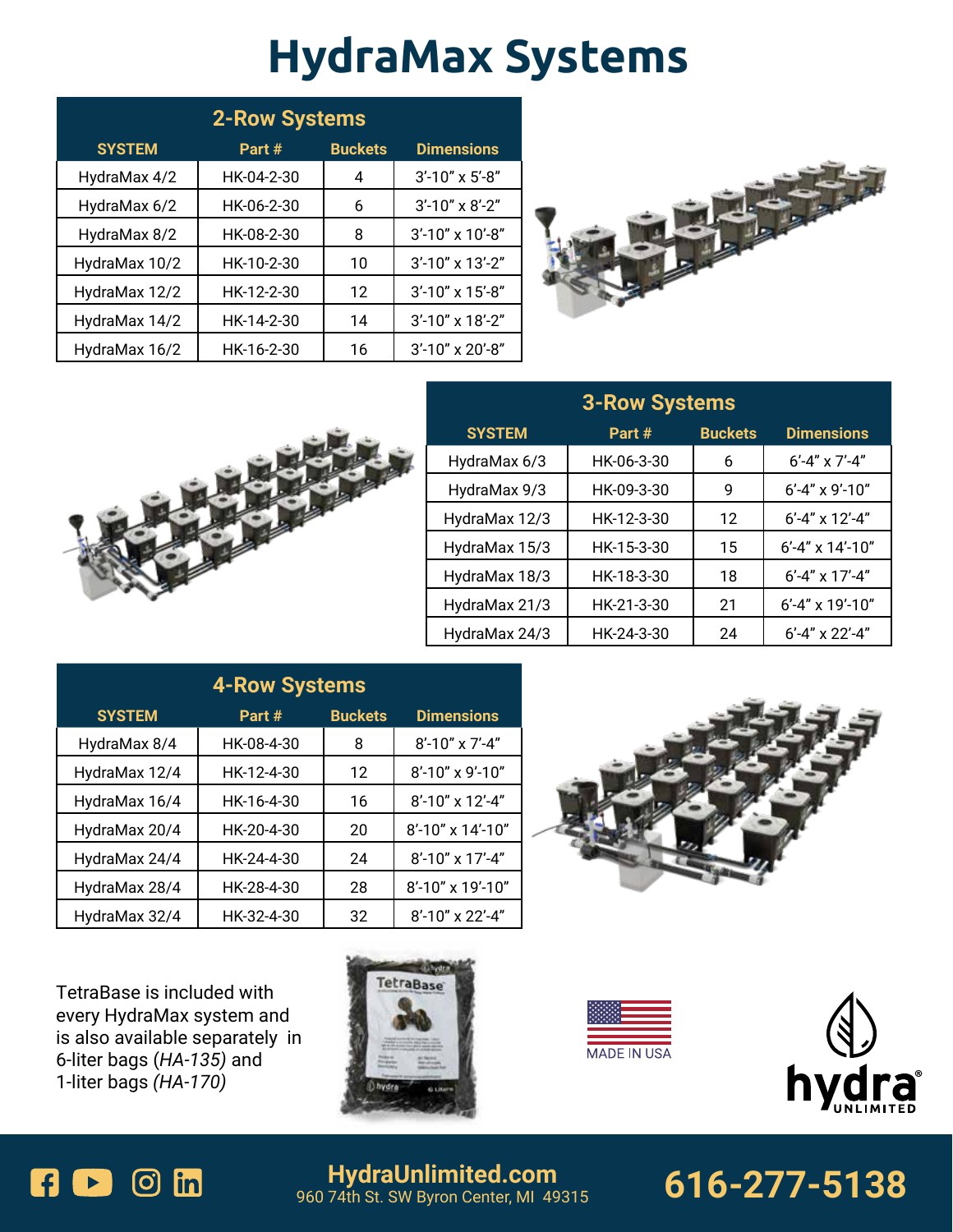# HydraMax Systems

## 2-Row Systems

| SYSTEM | Part # | Buckets | Dimensions |
|---|---|---|---|
| HydraMax 4/2 | HK-04-2-30 | 4 | 3'-10" x 5'-8" |
| HydraMax 6/2 | HK-06-2-30 | 6 | 3'-10" x 8'-2" |
| HydraMax 8/2 | HK-08-2-30 | 8 | 3'-10" x 10'-8" |
| HydraMax 10/2 | HK-10-2-30 | 10 | 3'-10" x 13'-2" |
| HydraMax 12/2 | HK-12-2-30 | 12 | 3'-10" x 15'-8" |
| HydraMax 14/2 | HK-14-2-30 | 14 | 3'-10" x 18'-2" |
| HydraMax 16/2 | HK-16-2-30 | 16 | 3'-10" x 20'-8" |

## 3-Row Systems

| SYSTEM | Part # | Buckets | Dimensions |
|---|---|---|---|
| HydraMax 6/3 | HK-06-3-30 | 6 | 6'-4" x 7'-4" |
| HydraMax 9/3 | HK-09-3-30 | 9 | 6'-4" x 9'-10" |
| HydraMax 12/3 | HK-12-3-30 | 12 | 6'-4" x 12'-4" |
| HydraMax 15/3 | HK-15-3-30 | 15 | 6'-4" x 14'-10" |
| HydraMax 18/3 | HK-18-3-30 | 18 | 6'-4" x 17'-4" |
| HydraMax 21/3 | HK-21-3-30 | 21 | 6'-4" x 19'-10" |
| HydraMax 24/3 | HK-24-3-30 | 24 | 6'-4" x 22'-4" |

## 4-Row Systems

| SYSTEM | Part # | Buckets | Dimensions |
|---|---|---|---|
| HydraMax 8/4 | HK-08-4-30 | 8 | 8'-10" x 7'-4" |
| HydraMax 12/4 | HK-12-4-30 | 12 | 8'-10" x 9'-10" |
| HydraMax 16/4 | HK-16-4-30 | 16 | 8'-10" x 12'-4" |
| HydraMax 20/4 | HK-20-4-30 | 20 | 8'-10" x 14'-10" |
| HydraMax 24/4 | HK-24-4-30 | 24 | 8'-10" x 17'-4" |
| HydraMax 28/4 | HK-28-4-30 | 28 | 8'-10" x 19'-10" |
| HydraMax 32/4 | HK-32-4-30 | 32 | 8'-10" x 22'-4" |

TetraBase is included with every HydraMax system and is also available separately in 6-liter bags (*HA-135*) and 1-liter bags *(HA-170)*

MADE IN USA

hydra UNLIMITED

**HydraUnlimited.com**
960 74th St. SW Byron Center, MI 49315

**616-277-5138**